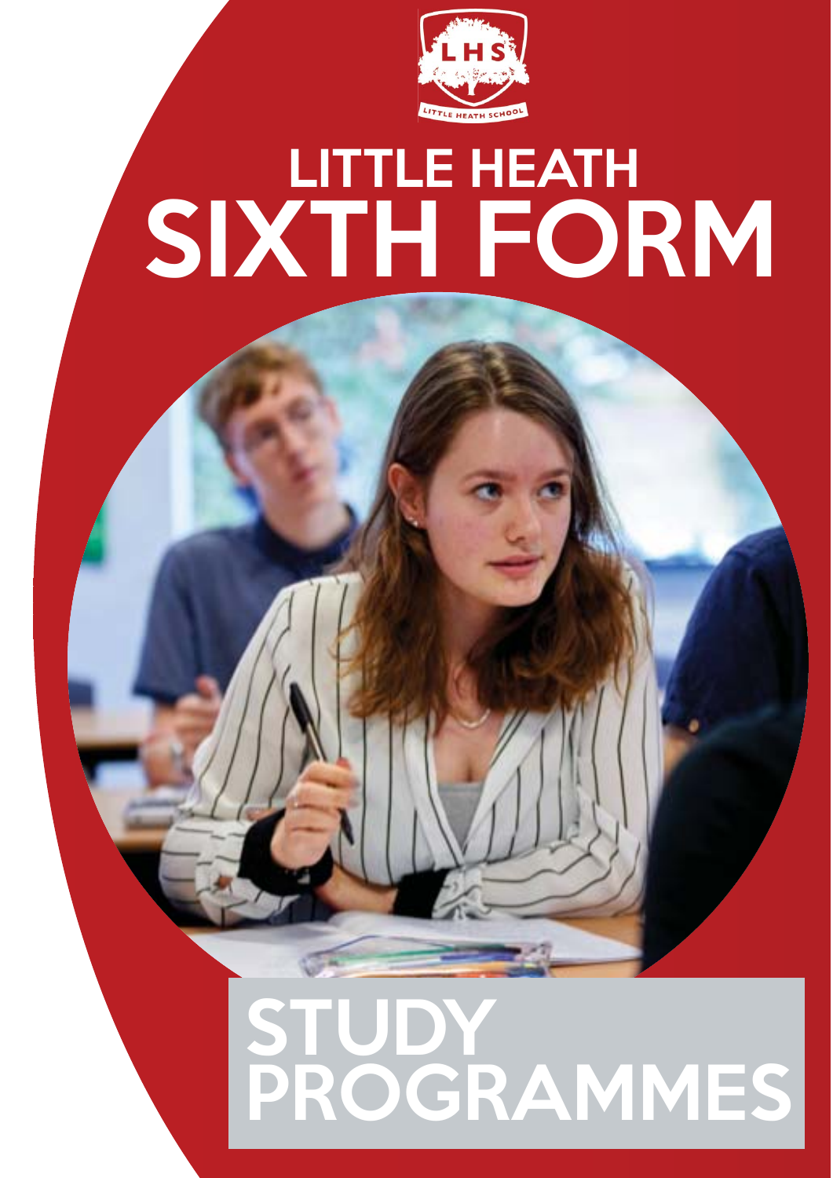LHS

LITTLE HEATH SCHOOL

# LITTLE HEATH SIXTH FORM

# STUDY PROGRAMMES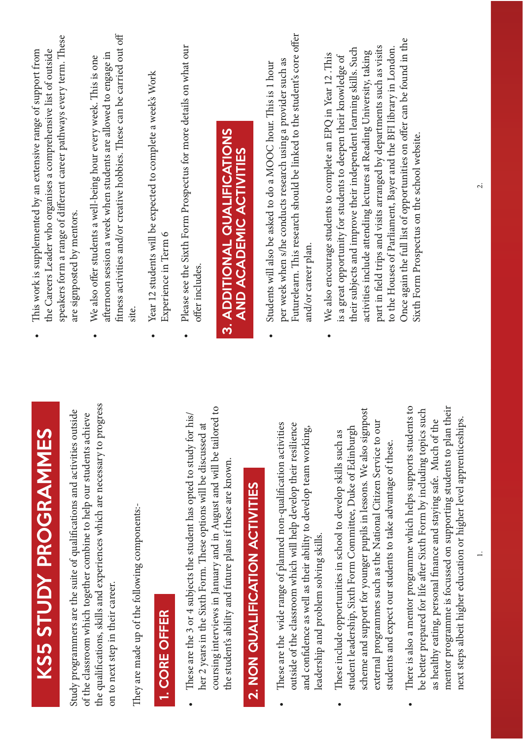# KS5 STUDY PROGRAMMES

Study programmers are the suite of qualifications and activities outside of the classroom which together combine to help our students achieve the qualifications, skills and experiences which are necessary to progress on to next step in their career.

They are made up of the following components:-

## 1. CORE OFFER

- These are the 3 or 4 subjects the student has opted to study for his/her 2 years in the Sixth Form. These options will be discussed at coursing interviews in January and in August and will be tailored to the student's ability and future plans if these are known.

## 2. NON QUALIFICATION ACTIVITIES

- These are the wide range of planned non-qualification activities outside of the classroom which will help develop their resilience and confidence as well as their ability to develop team working, leadership and problem solving skills.
- These include opportunities in school to develop skills such as student leadership, Sixth Form Committee, Duke of Edinburgh scheme and support for younger pupils in lessons. We also signpost external programmes such as the National Citizen Service to our students and expect our students to take advantage of these.
- There is also a mentor programme which helps supports students to be better prepared for life after Sixth Form by including topics such as healthy eating, personal finance and staying safe. Much of the mentor programme is focussed on supporting students to plan their next steps albeit higher education or higher level apprenticeships.
- This work is supplemented by an extensive range of support from the Careers Leader who organises a comprehensive list of outside speakers form a range of different career pathways every term. These are signposted by mentors.
- We also offer students a well-being hour every week. This is one afternoon session a week when students are allowed to engage in fitness activities and/or creative hobbies. These can be carried out off site.
- Year 12 students will be expected to complete a week's Work Experience in Term 6
- Please see the Sixth Form Prospectus for more details on what our offer includes.

## 3. ADDITIONAL QUALIFICATIONS AND ACADEMIC ACTIVITIES

- Students will also be asked to do a MOOC hour. This is 1 hour per week when s/he conducts research using a provider such as Futurelearn. This research should be linked to the student's core offer and/or career plan.
- We also encourage students to complete an EPQ in Year 12. This is a great opportunity for students to deepen their knowledge of their subjects and improve their independent learning skills. Such activities include attending lectures at Reading University, taking part in field trips and visits arranged by departments such as visits to the Houses of Parliament, Bayer and the BFI library in London. Once again the full list of opportunities on offer can be found in the Sixth Form Prospectus on the school website.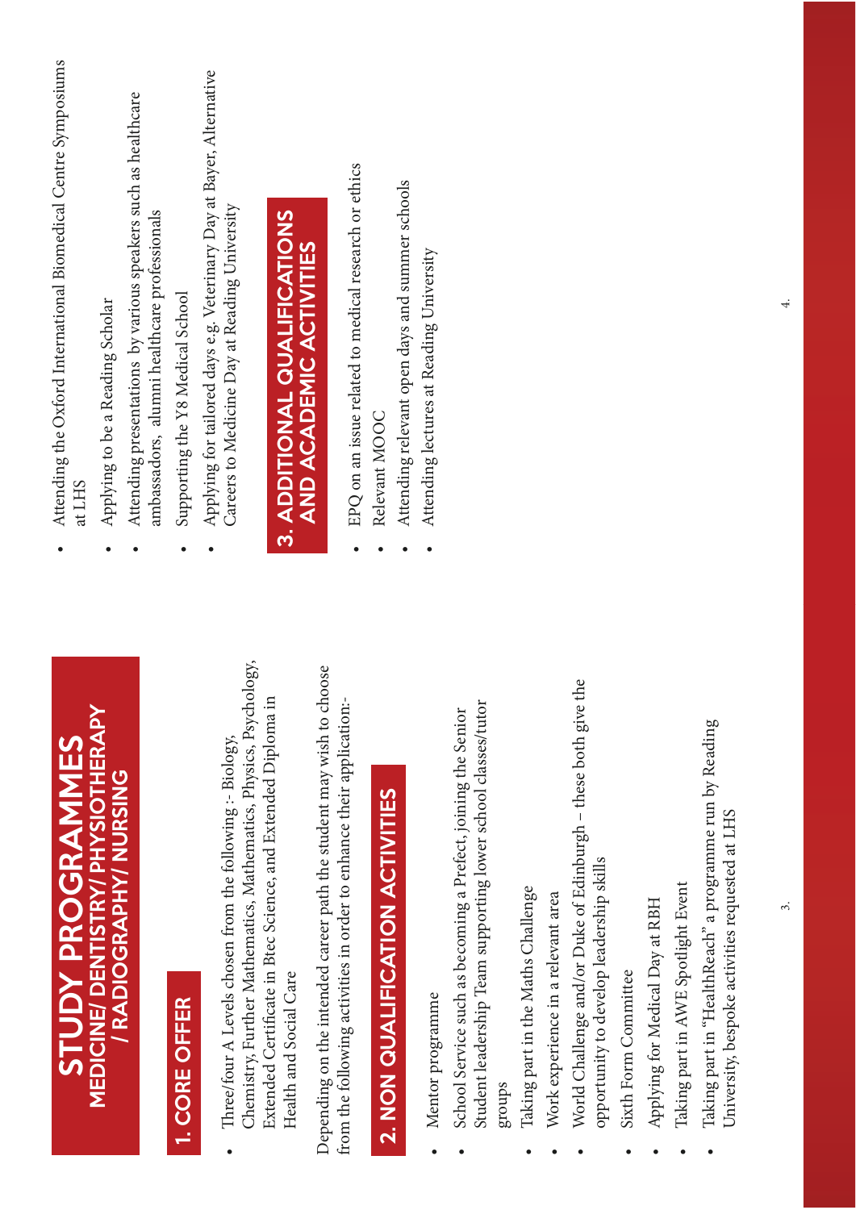# STUDY PROGRAMMES

## MEDICINE/ DENTISTRY/ PHYSIOTHERAPY / RADIOGRAPHY/ NURSING

### 1. CORE OFFER

- Three/four A Levels chosen from the following :- Biology, Chemistry, Further Mathematics, Mathematics, Physics, Psychology, Extended Certificate in Btec Science, and Extended Diploma in Health and Social Care

Depending on the intended career path the student may wish to choose from the following activities in order to enhance their application:-

### 2. NON QUALIFICATION ACTIVITIES

- Mentor programme
- School Service such as becoming a Prefect, joining the Senior Student leadership Team supporting lower school classes/tutor groups
- Taking part in the Maths Challenge
- Work experience in a relevant area
- World Challenge and/or Duke of Edinburgh – these both give the opportunity to develop leadership skills
- Sixth Form Committee
- Applying for Medical Day at RBH
- Taking part in AWE Spotlight Event
- Taking part in "HealthReach" a programme run by Reading University, bespoke activities requested at LHS
- Attending the Oxford International Biomedical Centre Symposiums at LHS
- Applying to be a Reading Scholar
- Attending presentations by various speakers such as healthcare ambassadors, alumni healthcare professionals
- Supporting the Y8 Medical School
- Applying for tailored days e.g. Veterinary Day at Bayer, Alternative Careers to Medicine Day at Reading University

### 3. ADDITIONAL QUALIFICATIONS AND ACADEMIC ACTIVITIES

- EPQ on an issue related to medical research or ethics
- Relevant MOOC
- Attending relevant open days and summer schools
- Attending lectures at Reading University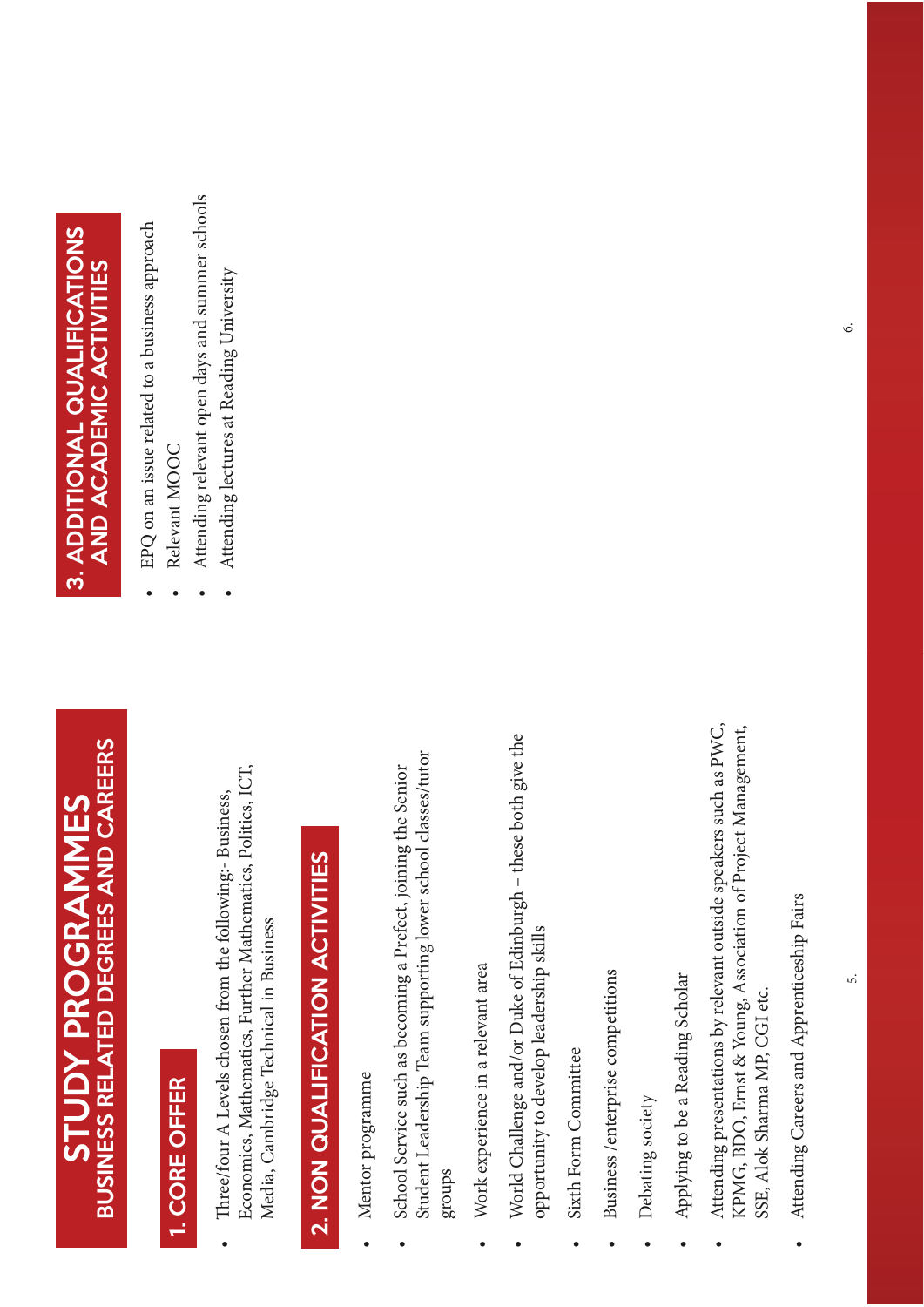# STUDY PROGRAMMES
## BUSINESS RELATED DEGREES AND CAREERS

## 1. CORE OFFER

- Three/four A Levels chosen from the following:- Business, Economics, Mathematics, Further Mathematics, Politics, ICT, Media, Cambridge Technical in Business

## 2. NON QUALIFICATION ACTIVITIES

- Mentor programme
- School Service such as becoming a Prefect, joining the Senior Student Leadership Team supporting lower school classes/tutor groups
- Work experience in a relevant area
- World Challenge and/or Duke of Edinburgh – these both give the opportunity to develop leadership skills
- Sixth Form Committee
- Business /enterprise competitions
- Debating society
- Applying to be a Reading Scholar
- Attending presentations by relevant outside speakers such as PWC, KPMG, BDO, Ernst & Young, Association of Project Management, SSE, Alok Sharma MP, CGI etc.
- Attending Careers and Apprenticeship Fairs

## 3. ADDITIONAL QUALIFICATIONS AND ACADEMIC ACTIVITIES

- EPQ on an issue related to a business approach
- Relevant MOOC
- Attending relevant open days and summer schools
- Attending lectures at Reading University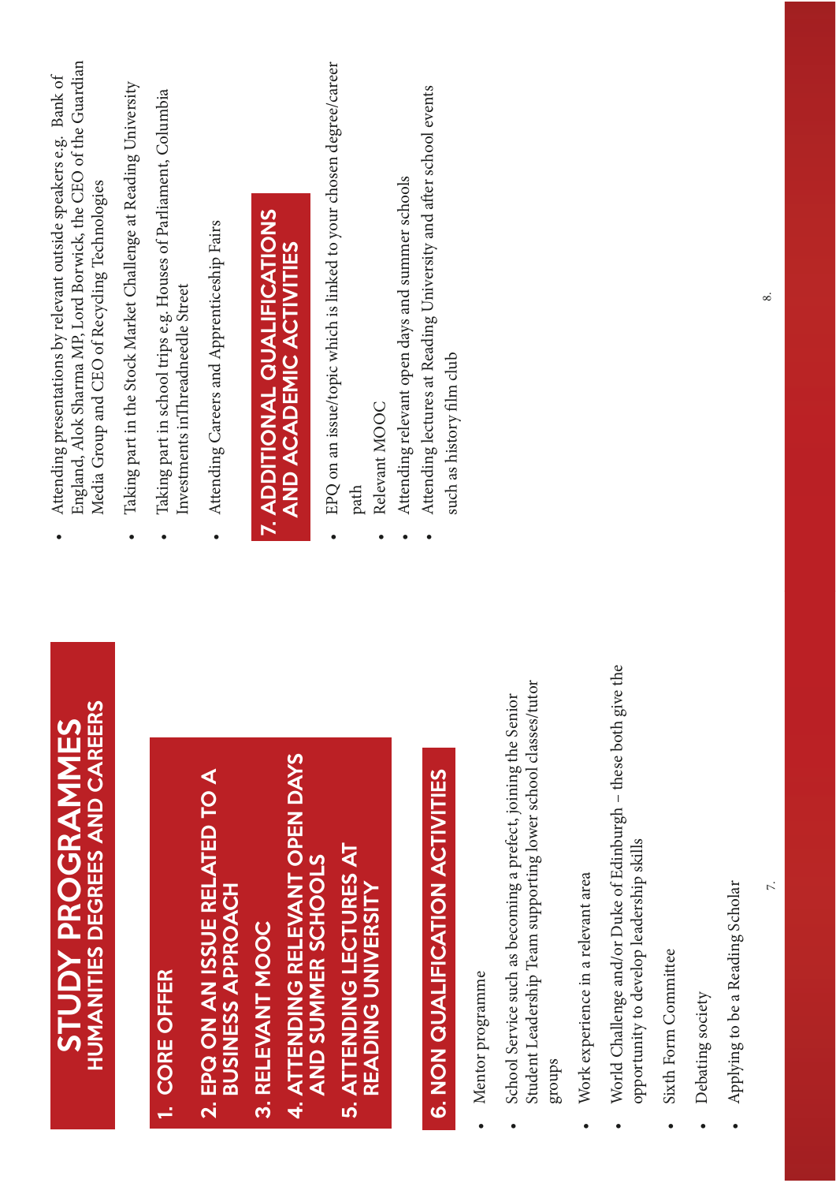# STUDY PROGRAMMES
## HUMANITIES DEGREES AND CAREERS

## 1. CORE OFFER

## 2. EPQ ON AN ISSUE RELATED TO A BUSINESS APPROACH

## 3. RELEVANT MOOC

## 4. ATTENDING RELEVANT OPEN DAYS AND SUMMER SCHOOLS

## 5. ATTENDING LECTURES AT READING UNIVERSITY

## 6. NON QUALIFICATION ACTIVITIES

- Mentor programme
- School Service such as becoming a prefect, joining the Senior Student Leadership Team supporting lower school classes/tutor groups
- Work experience in a relevant area
- World Challenge and/or Duke of Edinburgh – these both give the opportunity to develop leadership skills
- Sixth Form Committee
- Debating society
- Applying to be a Reading Scholar
- Attending presentations by relevant outside speakers e.g. Bank of England, Alok Sharma MP, Lord Borwick, the CEO of the Guardian Media Group and CEO of Recycling Technologies
- Taking part in the Stock Market Challenge at Reading University
- Taking part in school trips e.g. Houses of Parliament, Columbia Investments inThreadneedle Street
- Attending Careers and Apprenticeship Fairs

## 7. ADDITIONAL QUALIFICATIONS AND ACADEMIC ACTIVITIES

- EPQ on an issue/topic which is linked to your chosen degree/career path
- Relevant MOOC
- Attending relevant open days and summer schools
- Attending lectures at Reading University and after school events such as history film club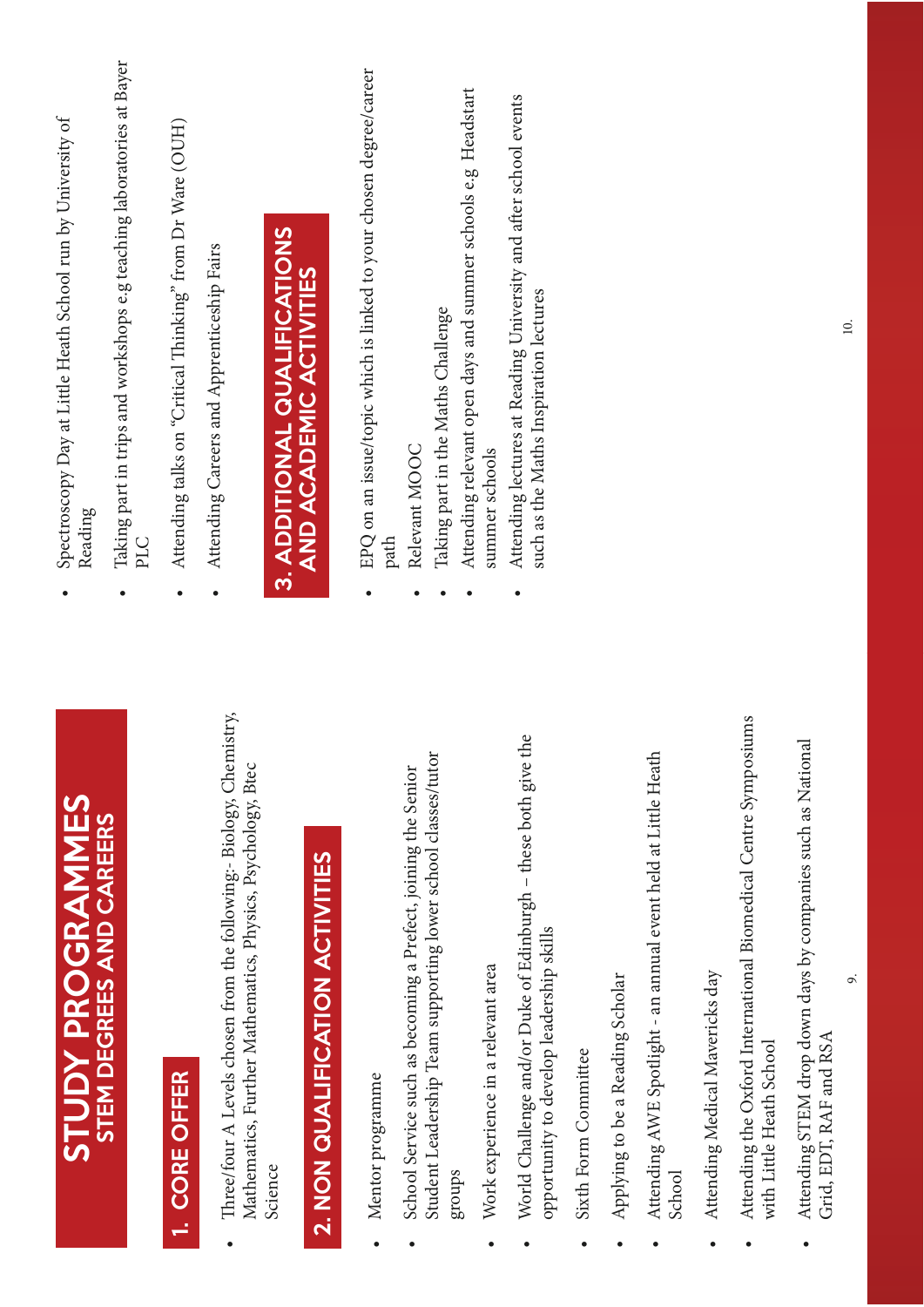# STUDY PROGRAMMES
## STEM DEGREES AND CAREERS

### 1. CORE OFFER

- Three/four A Levels chosen from the following:- Biology, Chemistry, Mathematics, Further Mathematics, Physics, Psychology, Btec Science

### 2. NON QUALIFICATION ACTIVITIES

- Mentor programme
- School Service such as becoming a Prefect, joining the Senior Student Leadership Team supporting lower school classes/tutor groups
- Work experience in a relevant area
- World Challenge and/or Duke of Edinburgh – these both give the opportunity to develop leadership skills
- Sixth Form Committee
- Applying to be a Reading Scholar
- Attending AWE Spotlight - an annual event held at Little Heath School
- Attending Medical Mavericks day
- Attending the Oxford International Biomedical Centre Symposiums with Little Heath School
- Attending STEM drop down days by companies such as National Grid, EDT, RAF and RSA
- Spectroscopy Day at Little Heath School run by University of Reading
- Taking part in trips and workshops e.g teaching laboratories at Bayer PLC
- Attending talks on "Critical Thinking" from Dr Ware (OUH)
- Attending Careers and Apprenticeship Fairs

### 3. ADDITIONAL QUALIFICATIONS AND ACADEMIC ACTIVITIES

- EPQ on an issue/topic which is linked to your chosen degree/career path
- Relevant MOOC
- Taking part in the Maths Challenge
- Attending relevant open days and summer schools e.g Headstart summer schools
- Attending lectures at Reading University and after school events such as the Maths Inspiration lectures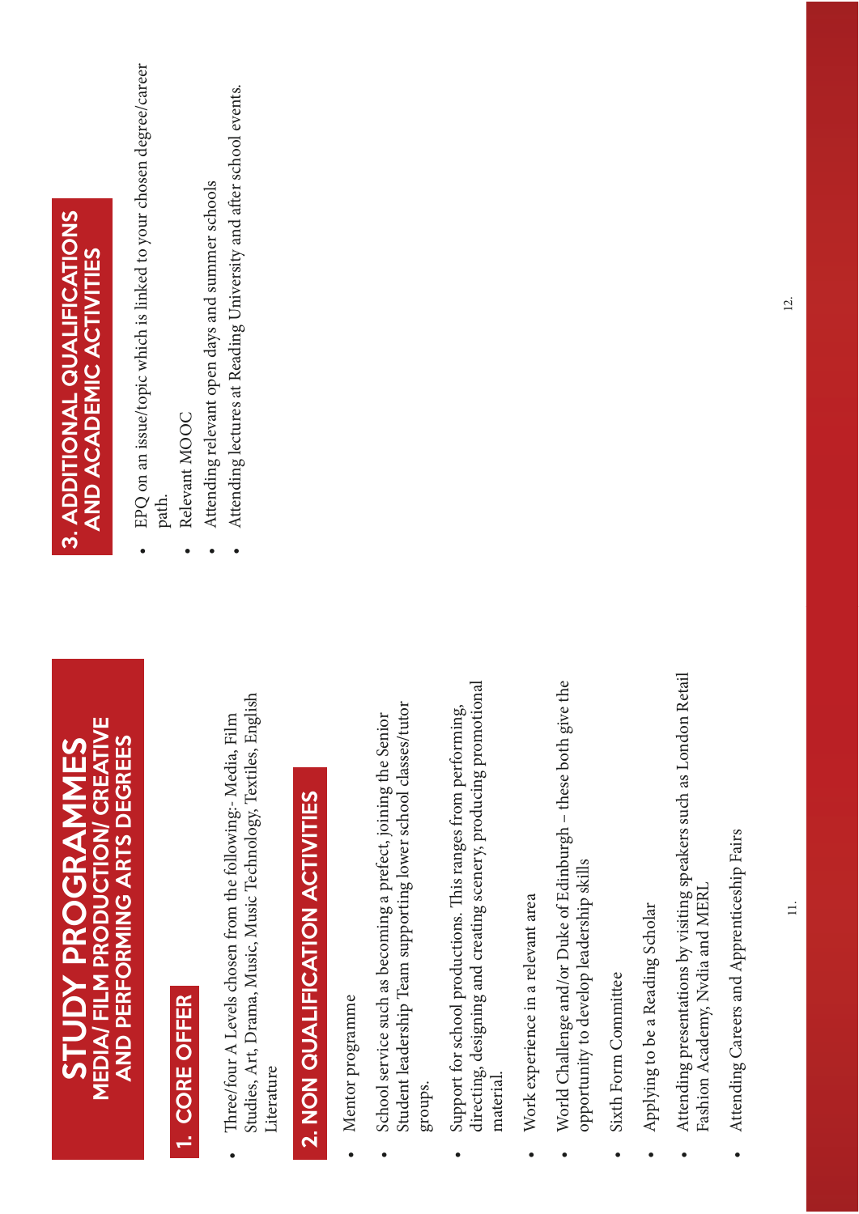# STUDY PROGRAMMES

## MEDIA/ FILM PRODUCTION/ CREATIVE AND PERFORMING ARTS DEGREES

## 1. CORE OFFER

- Three/four A Levels chosen from the following:- Media, Film Studies, Art, Drama, Music, Music Technology, Textiles, English Literature

## 2. NON QUALIFICATION ACTIVITIES

- Mentor programme
- School service such as becoming a prefect, joining the Senior Student leadership Team supporting lower school classes/tutor groups.
- Support for school productions. This ranges from performing, directing, designing and creating scenery, producing promotional material.
- Work experience in a relevant area
- World Challenge and/or Duke of Edinburgh – these both give the opportunity to develop leadership skills
- Sixth Form Committee
- Applying to be a Reading Scholar
- Attending presentations by visiting speakers such as London Retail Fashion Academy, Nvdia and MERL
- Attending Careers and Apprenticeship Fairs

## 3. ADDITIONAL QUALIFICATIONS AND ACADEMIC ACTIVITIES

- EPQ on an issue/topic which is linked to your chosen degree/career path.
- Relevant MOOC
- Attending relevant open days and summer schools
- Attending lectures at Reading University and after school events.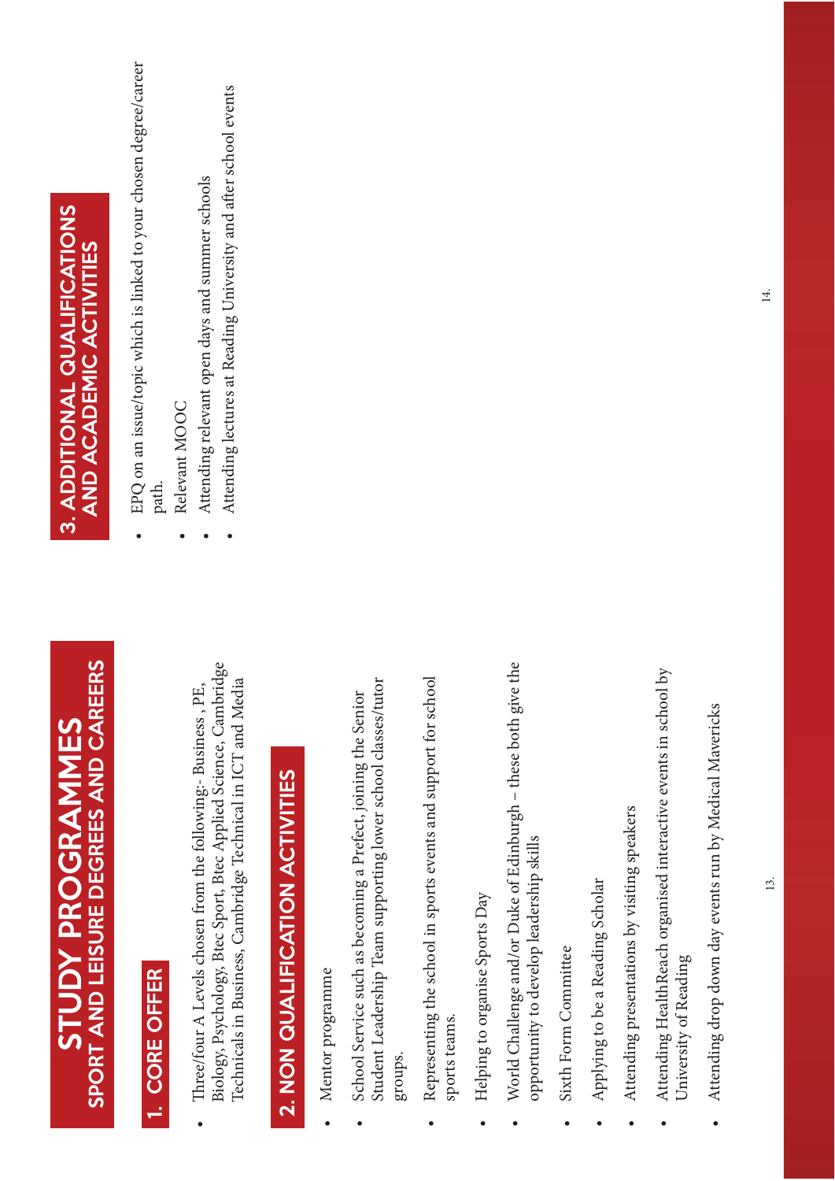# STUDY PROGRAMMES

## SPORT AND LEISURE DEGREES AND CAREERS

## 1. CORE OFFER

- Three/four A Levels chosen from the following:- Business , PE, Biology, Psychology, Btec Sport, Btec Applied Science, Cambridge Technicals in Business, Cambridge Technical in ICT and Media

## 2. NON QUALIFICATION ACTIVITIES

- Mentor programme
- School Service such as becoming a Prefect, joining the Senior Student Leadership Team supporting lower school classes/tutor groups.
- Representing the school in sports events and support for school sports teams.
- Helping to organise Sports Day
- World Challenge and/or Duke of Edinburgh – these both give the opportunity to develop leadership skills
- Sixth Form Committee
- Applying to be a Reading Scholar
- Attending presentations by visiting speakers
- Attending HealthReach organised interactive events in school by University of Reading
- Attending drop down day events run by Medical Mavericks

## 3. ADDITIONAL QUALIFICATIONS AND ACADEMIC ACTIVITIES

- EPQ on an issue/topic which is linked to your chosen degree/career path.
- Relevant MOOC
- Attending relevant open days and summer schools
- Attending lectures at Reading University and after school events